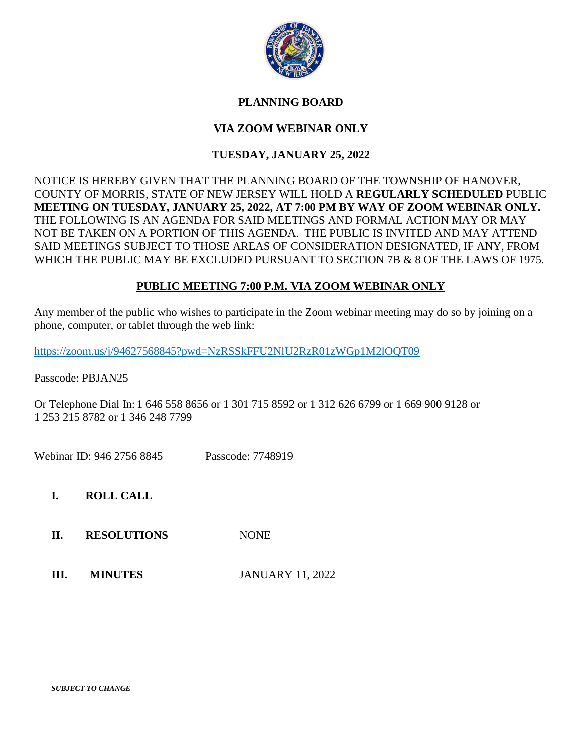# PLANNING BOARD

## VIA ZOOM WEBINAR ONLY

## TUESDAY, JANUARY 25, 2022

NOTICE IS HEREBY GIVEN THAT THE PLANNING BOARD OF THE TOWNSHIP OF HANOVER, COUNTY OF MORRIS, STATE OF NEW JERSEY WILL HOLD A **REGULARLY SCHEDULED** PUBLIC **MEETING ON TUESDAY, JANUARY 25, 2022, AT 7:00 PM BY WAY OF ZOOM WEBINAR ONLY.** THE FOLLOWING IS AN AGENDA FOR SAID MEETINGS AND FORMAL ACTION MAY OR MAY NOT BE TAKEN ON A PORTION OF THIS AGENDA. THE PUBLIC IS INVITED AND MAY ATTEND SAID MEETINGS SUBJECT TO THOSE AREAS OF CONSIDERATION DESIGNATED, IF ANY, FROM WHICH THE PUBLIC MAY BE EXCLUDED PURSUANT TO SECTION 7B & 8 OF THE LAWS OF 1975.

**PUBLIC MEETING 7:00 P.M. VIA ZOOM WEBINAR ONLY**

Any member of the public who wishes to participate in the Zoom webinar meeting may do so by joining on a phone, computer, or tablet through the web link:

https://zoom.us/j/94627568845?pwd=NzRSSkFFU2NlU2RzR01zWGp1M2lOQT09

Passcode: PBJAN25

Or Telephone Dial In: 1 646 558 8656 or 1 301 715 8592 or 1 312 626 6799 or 1 669 900 9128 or 1 253 215 8782 or 1 346 248 7799

Webinar ID: 946 2756 8845    Passcode: 7748919

**I. ROLL CALL**

**II. RESOLUTIONS** NONE

**III. MINUTES** JANUARY 11, 2022

***SUBJECT TO CHANGE***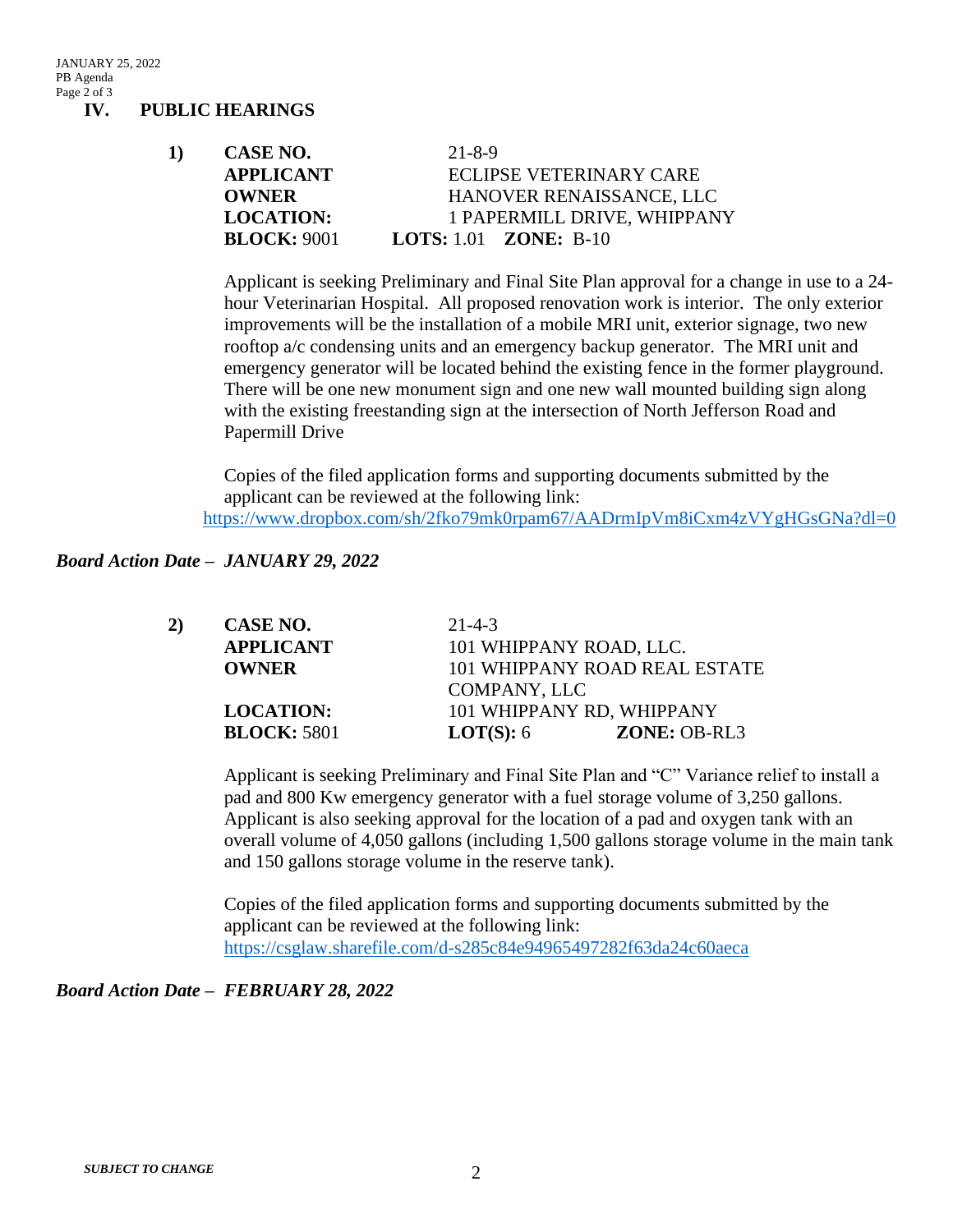## IV. PUBLIC HEARINGS

**1)**

**CASE NO.** 21-8-9
**APPLICANT** ECLIPSE VETERINARY CARE
**OWNER** HANOVER RENAISSANCE, LLC
**LOCATION:** 1 PAPERMILL DRIVE, WHIPPANY
**BLOCK:** 9001 **LOTS:** 1.01 **ZONE:** B-10

Applicant is seeking Preliminary and Final Site Plan approval for a change in use to a 24-hour Veterinarian Hospital. All proposed renovation work is interior. The only exterior improvements will be the installation of a mobile MRI unit, exterior signage, two new rooftop a/c condensing units and an emergency backup generator. The MRI unit and emergency generator will be located behind the existing fence in the former playground. There will be one new monument sign and one new wall mounted building sign along with the existing freestanding sign at the intersection of North Jefferson Road and Papermill Drive

Copies of the filed application forms and supporting documents submitted by the applicant can be reviewed at the following link:
https://www.dropbox.com/sh/2fko79mk0rpam67/AADrmIpVm8iCxm4zVYgHGsGNa?dl=0

***Board Action Date – JANUARY 29, 2022***

**2)**

**CASE NO.** 21-4-3
**APPLICANT** 101 WHIPPANY ROAD, LLC.
**OWNER** 101 WHIPPANY ROAD REAL ESTATE COMPANY, LLC
**LOCATION:** 101 WHIPPANY RD, WHIPPANY
**BLOCK:** 5801 **LOT(S):** 6 **ZONE:** OB-RL3

Applicant is seeking Preliminary and Final Site Plan and "C" Variance relief to install a pad and 800 Kw emergency generator with a fuel storage volume of 3,250 gallons. Applicant is also seeking approval for the location of a pad and oxygen tank with an overall volume of 4,050 gallons (including 1,500 gallons storage volume in the main tank and 150 gallons storage volume in the reserve tank).

Copies of the filed application forms and supporting documents submitted by the applicant can be reviewed at the following link:
https://csglaw.sharefile.com/d-s285c84e94965497282f63da24c60aeca

***Board Action Date – FEBRUARY 28, 2022***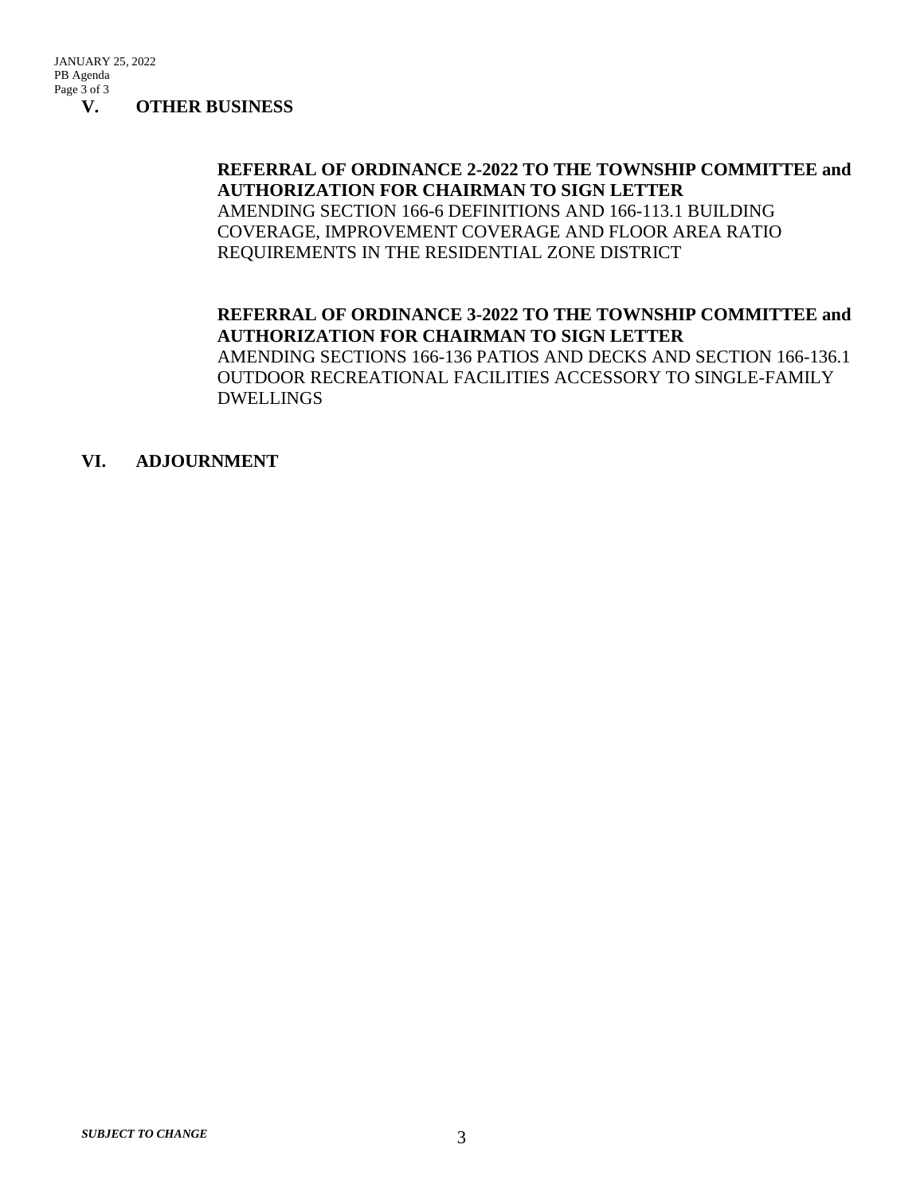## V. OTHER BUSINESS

**REFERRAL OF ORDINANCE 2-2022 TO THE TOWNSHIP COMMITTEE and AUTHORIZATION FOR CHAIRMAN TO SIGN LETTER**
AMENDING SECTION 166-6 DEFINITIONS AND 166-113.1 BUILDING COVERAGE, IMPROVEMENT COVERAGE AND FLOOR AREA RATIO REQUIREMENTS IN THE RESIDENTIAL ZONE DISTRICT

**REFERRAL OF ORDINANCE 3-2022 TO THE TOWNSHIP COMMITTEE and AUTHORIZATION FOR CHAIRMAN TO SIGN LETTER**
AMENDING SECTIONS 166-136 PATIOS AND DECKS AND SECTION 166-136.1 OUTDOOR RECREATIONAL FACILITIES ACCESSORY TO SINGLE-FAMILY DWELLINGS

## VI. ADJOURNMENT

***SUBJECT TO CHANGE***